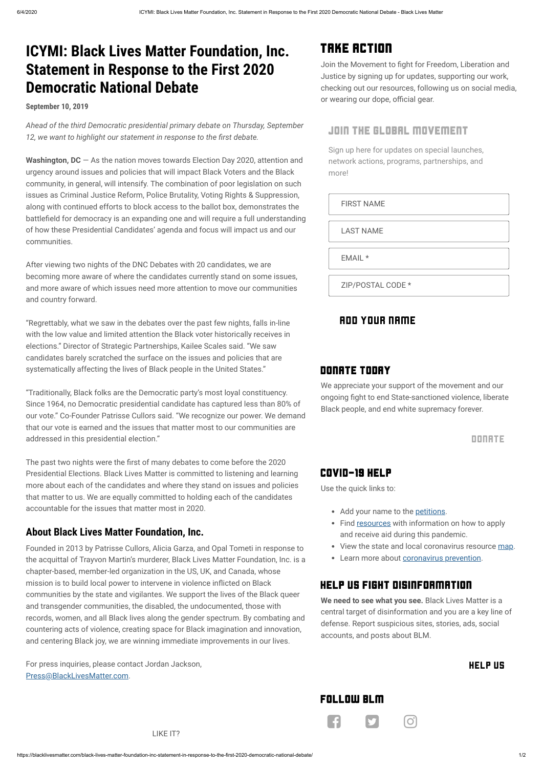# ICYMI: Black Lives Matter Foundation, Inc. Statement in Response to the First 2020 Democratic National Debate

**September 10, 2019**

*Ahead of the third Democratic presidential primary debate on Thursday, September 12, we want to highlight our statement in response to the first debate.*

**Washington, DC** — As the nation moves towards Election Day 2020, attention and urgency around issues and policies that will impact Black Voters and the Black community, in general, will intensify. The combination of poor legislation on such issues as Criminal Justice Reform, Police Brutality, Voting Rights & Suppression, along with continued efforts to block access to the ballot box, demonstrates the battlefield for democracy is an expanding one and will require a full understanding of how these Presidential Candidates' agenda and focus will impact us and our communities.

After viewing two nights of the DNC Debates with 20 candidates, we are becoming more aware of where the candidates currently stand on some issues, and more aware of which issues need more attention to move our communities and country forward.

"Regrettably, what we saw in the debates over the past few nights, falls in-line with the low value and limited attention the Black voter historically receives in elections." Director of Strategic Partnerships, Kailee Scales said. "We saw candidates barely scratched the surface on the issues and policies that are systematically affecting the lives of Black people in the United States."

"Traditionally, Black folks are the Democratic party's most loyal constituency. Since 1964, no Democratic presidential candidate has captured less than 80% of our vote." Co-Founder Patrisse Cullors said. "We recognize our power. We demand that our vote is earned and the issues that matter most to our communities are addressed in this presidential election."

The past two nights were the first of many debates to come before the 2020 Presidential Elections. Black Lives Matter is committed to listening and learning more about each of the candidates and where they stand on issues and policies that matter to us. We are equally committed to holding each of the candidates accountable for the issues that matter most in 2020.

## About Black Lives Matter Foundation, Inc.

Founded in 2013 by Patrisse Cullors, Alicia Garza, and Opal Tometi in response to the acquittal of Trayvon Martin's murderer, Black Lives Matter Foundation, Inc. is a chapter-based, member-led organization in the US, UK, and Canada, whose mission is to build local power to intervene in violence inflicted on Black communities by the state and vigilantes. We support the lives of the Black queer and transgender communities, the disabled, the undocumented, those with records, women, and all Black lives along the gender spectrum. By combating and countering acts of violence, creating space for Black imagination and innovation, and centering Black joy, we are winning immediate improvements in our lives.

For press inquiries, please contact Jordan Jackson, Press@BlackLivesMatter.com.

LIKE IT?

## TAKE ACTION

Join the Movement to fight for Freedom, Liberation and Justice by signing up for updates, supporting our work, checking out our resources, following us on social media, or wearing our dope, official gear.

### JOIN THE GLOBAL MOVEMENT

Sign up here for updates on special launches, network actions, programs, partnerships, and more!

FIRST NAME

LAST NAME

EMAIL *

ZIP/POSTAL CODE *

ADD YOUR NAME

## DONATE TODAY

We appreciate your support of the movement and our ongoing fight to end State-sanctioned violence, liberate Black people, and end white supremacy forever.

DONATE

## COVID-19 HELP

Use the quick links to:

- Add your name to the petitions.
- Find resources with information on how to apply and receive aid during this pandemic.
- View the state and local coronavirus resource map.
- Learn more about coronavirus prevention.

## HELP US FIGHT DISINFORMATION

**We need to see what you see.** Black Lives Matter is a central target of disinformation and you are a key line of defense. Report suspicious sites, stories, ads, social accounts, and posts about BLM.

HELP US

## FOLLOW BLM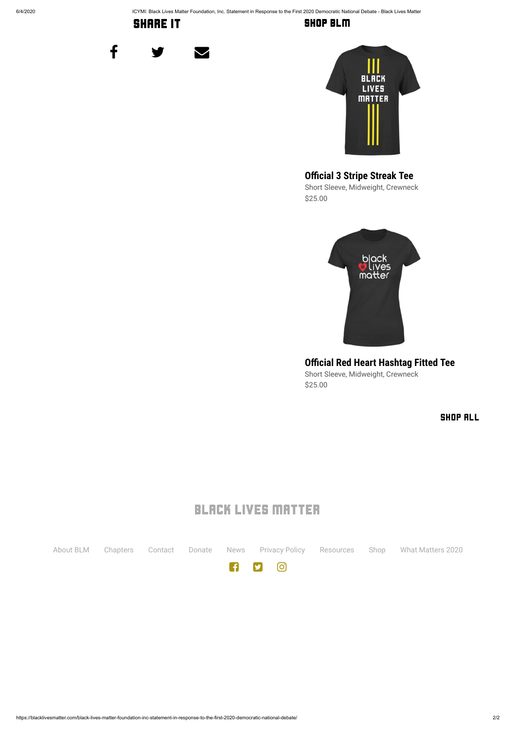## SHARE IT

## SHOP BLM

### Official 3 Stripe Streak Tee

Short Sleeve, Midweight, Crewneck

$25.00

### Official Red Heart Hashtag Fitted Tee

Short Sleeve, Midweight, Crewneck

$25.00

SHOP ALL

BLACK LIVES MATTER

About BLM | Chapters | Contact | Donate | News | Privacy Policy | Resources | Shop | What Matters 2020